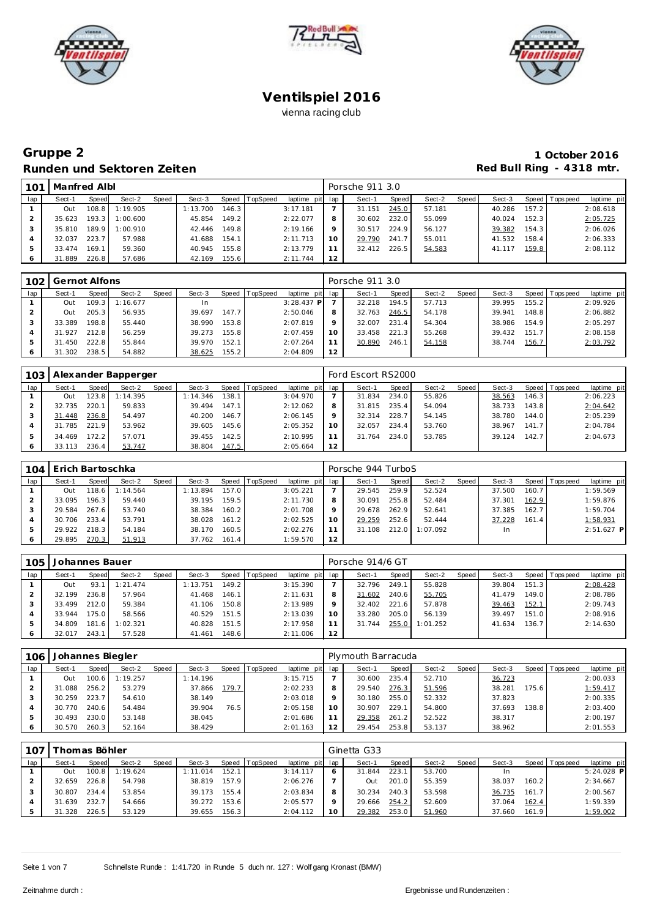# Ventilspiel 2016

vienna racing club

## Gruppe 2

**Runden und Sektoren Zeiten**

**1 October 2016**

**Red Bull Ring - 4318 mtr.**

| 101 | Manfred Albl | | | | | | | | Porsche 911 3.0 | | | | | | | | |
|---|---|---|---|---|---|---|---|---|---|---|---|---|---|---|---|---|---|
| lap | Sect-1 | Speed | Sect-2 | Speed | Sect-3 | Speed | TopSpeed | laptime pit | lap | Sect-1 | Speed | Sect-2 | Speed | Sect-3 | Speed | Topspeed | laptime pit |
| 1 | Out | 108.8 | 1:19.905 | | 1:13.700 | 146.3 | | 3:17.181 | 7 | 31.151 | 245.0 | 57.181 | | 40.286 | 157.2 | | 2:08.618 |
| 2 | 35.623 | 193.3 | 1:00.600 | | 45.854 | 149.2 | | 2:22.077 | 8 | 30.602 | 232.0 | 55.099 | | 40.024 | 152.3 | | 2:05.725 |
| 3 | 35.810 | 189.9 | 1:00.910 | | 42.446 | 149.8 | | 2:19.166 | 9 | 30.517 | 224.9 | 56.127 | | 39.382 | 154.3 | | 2:06.026 |
| 4 | 32.037 | 223.7 | 57.988 | | 41.688 | 154.1 | | 2:11.713 | 10 | 29.790 | 241.7 | 55.011 | | 41.532 | 158.4 | | 2:06.333 |
| 5 | 33.474 | 169.1 | 59.360 | | 40.945 | 155.8 | | 2:13.779 | 11 | 32.412 | 226.5 | 54.583 | | 41.117 | 159.8 | | 2:08.112 |
| 6 | 31.889 | 226.8 | 57.686 | | 42.169 | 155.6 | | 2:11.744 | 12 | | | | | | | | |

| 102 | Gernot Alfons | | | | | | | | Porsche 911 3.0 | | | | | | | | |
|---|---|---|---|---|---|---|---|---|---|---|---|---|---|---|---|---|---|
| lap | Sect-1 | Speed | Sect-2 | Speed | Sect-3 | Speed | TopSpeed | laptime pit | lap | Sect-1 | Speed | Sect-2 | Speed | Sect-3 | Speed | Topspeed | laptime pit |
| 1 | Out | 109.3 | 1:16.677 | | In | | | 3:28.437 P | 7 | 32.218 | 194.5 | 57.713 | | 39.995 | 155.2 | | 2:09.926 |
| 2 | Out | 205.3 | 56.935 | | 39.697 | 147.7 | | 2:50.046 | 8 | 32.763 | 246.5 | 54.178 | | 39.941 | 148.8 | | 2:06.882 |
| 3 | 33.389 | 198.8 | 55.440 | | 38.990 | 153.8 | | 2:07.819 | 9 | 32.007 | 231.4 | 54.304 | | 38.986 | 154.9 | | 2:05.297 |
| 4 | 31.927 | 212.8 | 56.259 | | 39.273 | 155.8 | | 2:07.459 | 10 | 33.458 | 221.3 | 55.268 | | 39.432 | 151.7 | | 2:08.158 |
| 5 | 31.450 | 222.8 | 55.844 | | 39.970 | 152.1 | | 2:07.264 | 11 | 30.890 | 246.1 | 54.158 | | 38.744 | 156.7 | | 2:03.792 |
| 6 | 31.302 | 238.5 | 54.882 | | 38.625 | 155.2 | | 2:04.809 | 12 | | | | | | | | |

| 103 | Alexander Bapperger | | | | | | | | Ford Escort RS2000 | | | | | | | | |
|---|---|---|---|---|---|---|---|---|---|---|---|---|---|---|---|---|---|
| lap | Sect-1 | Speed | Sect-2 | Speed | Sect-3 | Speed | TopSpeed | laptime pit | lap | Sect-1 | Speed | Sect-2 | Speed | Sect-3 | Speed | Topspeed | laptime pit |
| 1 | Out | 123.8 | 1:14.395 | | 1:14.346 | 138.1 | | 3:04.970 | 7 | 31.834 | 234.0 | 55.826 | | 38.563 | 146.3 | | 2:06.223 |
| 2 | 32.735 | 220.1 | 59.833 | | 39.494 | 147.1 | | 2:12.062 | 8 | 31.815 | 235.4 | 54.094 | | 38.733 | 143.8 | | 2:04.642 |
| 3 | 31.448 | 236.8 | 54.497 | | 40.200 | 146.7 | | 2:06.145 | 9 | 32.314 | 228.7 | 54.145 | | 38.780 | 144.0 | | 2:05.239 |
| 4 | 31.785 | 221.9 | 53.962 | | 39.605 | 145.6 | | 2:05.352 | 10 | 32.057 | 234.4 | 53.760 | | 38.967 | 141.7 | | 2:04.784 |
| 5 | 34.469 | 172.2 | 57.071 | | 39.455 | 142.5 | | 2:10.995 | 11 | 31.764 | 234.0 | 53.785 | | 39.124 | 142.7 | | 2:04.673 |
| 6 | 33.113 | 236.4 | 53.747 | | 38.804 | 147.5 | | 2:05.664 | 12 | | | | | | | | |

| 104 | Erich Bartoschka | | | | | | | | Porsche 944 TurboS | | | | | | | | |
|---|---|---|---|---|---|---|---|---|---|---|---|---|---|---|---|---|---|
| lap | Sect-1 | Speed | Sect-2 | Speed | Sect-3 | Speed | TopSpeed | laptime pit | lap | Sect-1 | Speed | Sect-2 | Speed | Sect-3 | Speed | Topspeed | laptime pit |
| 1 | Out | 118.6 | 1:14.564 | | 1:13.894 | 157.0 | | 3:05.221 | 7 | 29.545 | 259.9 | 52.524 | | 37.500 | 160.7 | | 1:59.569 |
| 2 | 33.095 | 196.3 | 59.440 | | 39.195 | 159.5 | | 2:11.730 | 8 | 30.091 | 255.8 | 52.484 | | 37.301 | 162.9 | | 1:59.876 |
| 3 | 29.584 | 267.6 | 53.740 | | 38.384 | 160.2 | | 2:01.708 | 9 | 29.678 | 262.9 | 52.641 | | 37.385 | 162.7 | | 1:59.704 |
| 4 | 30.706 | 233.4 | 53.791 | | 38.028 | 161.2 | | 2:02.525 | 10 | 29.259 | 252.6 | 52.444 | | 37.228 | 161.4 | | 1:58.931 |
| 5 | 29.922 | 218.3 | 54.184 | | 38.170 | 160.5 | | 2:02.276 | 11 | 31.108 | 212.0 | 1:07.092 | | In | | | 2:51.627 P |
| 6 | 29.895 | 270.3 | 51.913 | | 37.762 | 161.4 | | 1:59.570 | 12 | | | | | | | | |

| 105 | Johannes Bauer | | | | | | | | Porsche 914/6 GT | | | | | | | | |
|---|---|---|---|---|---|---|---|---|---|---|---|---|---|---|---|---|---|
| lap | Sect-1 | Speed | Sect-2 | Speed | Sect-3 | Speed | TopSpeed | laptime pit | lap | Sect-1 | Speed | Sect-2 | Speed | Sect-3 | Speed | Topspeed | laptime pit |
| 1 | Out | 93.1 | 1:21.474 | | 1:13.751 | 149.2 | | 3:15.390 | 7 | 32.796 | 249.1 | 55.828 | | 39.804 | 151.3 | | 2:08.428 |
| 2 | 32.199 | 236.8 | 57.964 | | 41.468 | 146.1 | | 2:11.631 | 8 | 31.602 | 240.6 | 55.705 | | 41.479 | 149.0 | | 2:08.786 |
| 3 | 33.499 | 212.0 | 59.384 | | 41.106 | 150.8 | | 2:13.989 | 9 | 32.402 | 221.6 | 57.878 | | 39.463 | 152.1 | | 2:09.743 |
| 4 | 33.944 | 175.0 | 58.566 | | 40.529 | 151.5 | | 2:13.039 | 10 | 33.280 | 205.0 | 56.139 | | 39.497 | 151.0 | | 2:08.916 |
| 5 | 34.809 | 181.6 | 1:02.321 | | 40.828 | 151.5 | | 2:17.958 | 11 | 31.744 | 255.0 | 1:01.252 | | 41.634 | 136.7 | | 2:14.630 |
| 6 | 32.017 | 243.1 | 57.528 | | 41.461 | 148.6 | | 2:11.006 | 12 | | | | | | | | |

| 106 | Johannes Biegler | | | | | | | | Plymouth Barracuda | | | | | | | | |
|---|---|---|---|---|---|---|---|---|---|---|---|---|---|---|---|---|---|
| lap | Sect-1 | Speed | Sect-2 | Speed | Sect-3 | Speed | TopSpeed | laptime pit | lap | Sect-1 | Speed | Sect-2 | Speed | Sect-3 | Speed | Topspeed | laptime pit |
| 1 | Out | 100.6 | 1:19.257 | | 1:14.196 | | | 3:15.715 | 7 | 30.600 | 235.4 | 52.710 | | 36.723 | | | 2:00.033 |
| 2 | 31.088 | 256.2 | 53.279 | | 37.866 | 179.7 | | 2:02.233 | 8 | 29.540 | 276.3 | 51.596 | | 38.281 | 175.6 | | 1:59.417 |
| 3 | 30.259 | 223.7 | 54.610 | | 38.149 | | | 2:03.018 | 9 | 30.180 | 255.0 | 52.332 | | 37.823 | | | 2:00.335 |
| 4 | 30.770 | 240.6 | 54.484 | | 39.904 | 76.5 | | 2:05.158 | 10 | 30.907 | 229.1 | 54.800 | | 37.693 | 138.8 | | 2:03.400 |
| 5 | 30.493 | 230.0 | 53.148 | | 38.045 | | | 2:01.686 | 11 | 29.358 | 261.2 | 52.522 | | 38.317 | | | 2:00.197 |
| 6 | 30.570 | 260.3 | 52.164 | | 38.429 | | | 2:01.163 | 12 | 29.454 | 253.8 | 53.137 | | 38.962 | | | 2:01.553 |

| 107 | Thomas Böhler | | | | | | | | Ginetta G33 | | | | | | | | |
|---|---|---|---|---|---|---|---|---|---|---|---|---|---|---|---|---|---|
| lap | Sect-1 | Speed | Sect-2 | Speed | Sect-3 | Speed | TopSpeed | laptime pit | lap | Sect-1 | Speed | Sect-2 | Speed | Sect-3 | Speed | Topspeed | laptime pit |
| 1 | Out | 100.8 | 1:19.624 | | 1:11.014 | 152.1 | | 3:14.117 | 6 | 31.844 | 223.1 | 53.700 | | In | | | 5:24.028 P |
| 2 | 32.659 | 226.8 | 54.798 | | 38.819 | 157.9 | | 2:06.276 | 7 | Out | 201.0 | 55.359 | | 38.037 | 160.2 | | 2:34.667 |
| 3 | 30.807 | 234.4 | 53.854 | | 39.173 | 155.4 | | 2:03.834 | 8 | 30.234 | 240.3 | 53.598 | | 36.735 | 161.7 | | 2:00.567 |
| 4 | 31.639 | 232.7 | 54.666 | | 39.272 | 153.6 | | 2:05.577 | 9 | 29.666 | 254.2 | 52.609 | | 37.064 | 162.4 | | 1:59.339 |
| 5 | 31.328 | 226.5 | 53.129 | | 39.655 | 156.3 | | 2:04.112 | 10 | 29.382 | 253.0 | 51.960 | | 37.660 | 161.9 | | 1:59.002 |

Schnellste Runde : 1:41.720 in Runde 5 duch nr. 127 : Wolfgang Kronast (BMW)

Zeitnahme durch :

Ergebnisse und Rundenzeiten :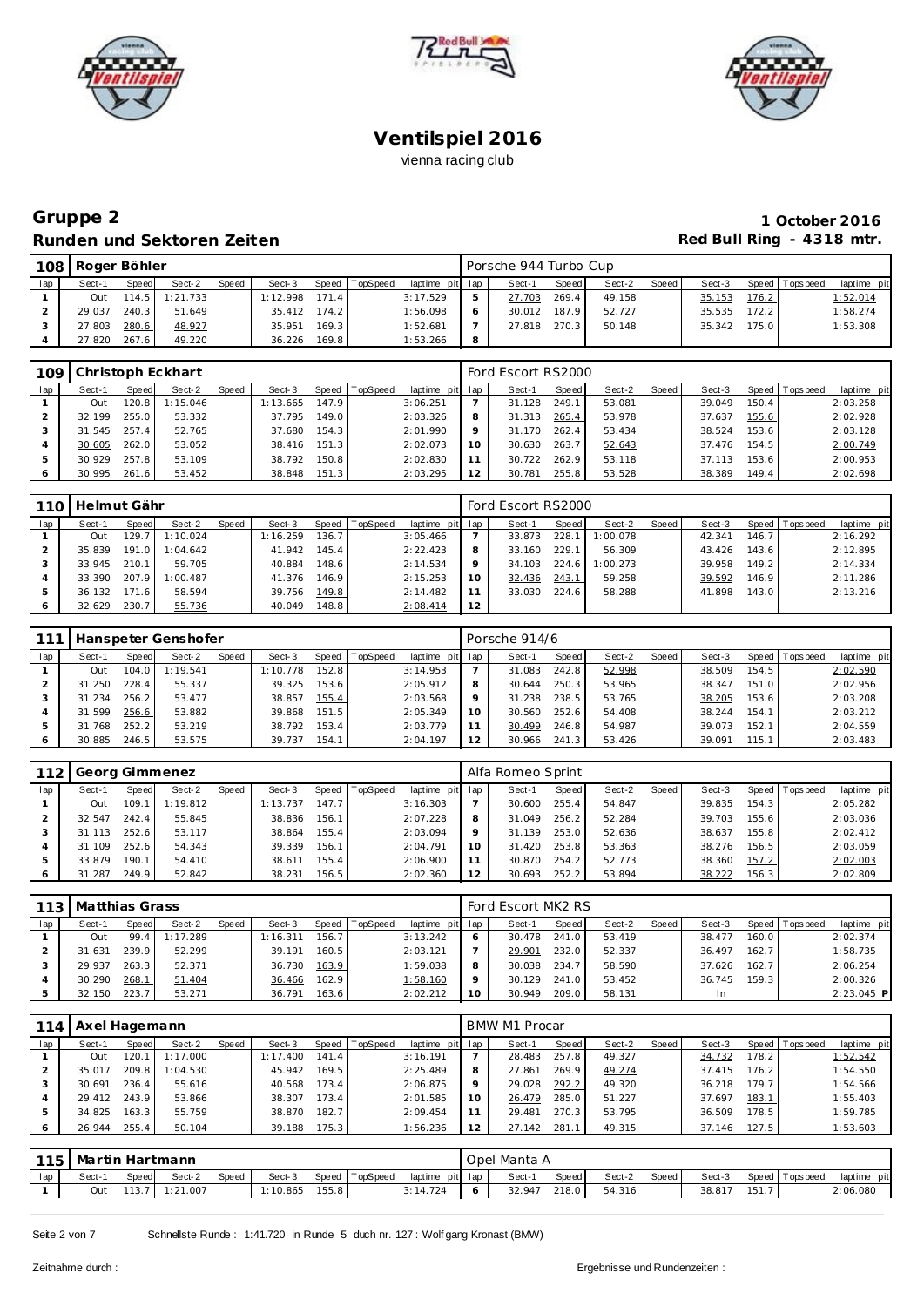# Ventilspiel 2016

vienna racing club

## Gruppe 2

**Runden und Sektoren Zeiten**

**1 October 2016**

**Red Bull Ring - 4318 mtr.**

### 108 Roger Böhler — Porsche 944 Turbo Cup

| lap | Sect-1 | Speed | Sect-2 | Speed | Sect-3 | Speed | TopSpeed | laptime pit | lap | Sect-1 | Speed | Sect-2 | Speed | Sect-3 | Speed | Topspeed | laptime pit |
|---|---|---|---|---|---|---|---|---|---|---|---|---|---|---|---|---|---|
| 1 | Out | 114.5 | 1:21.733 | | 1:12.998 | 171.4 | | 3:17.529 | 5 | 27.703 | 269.4 | 49.158 | | 35.153 | 176.2 | | 1:52.014 |
| 2 | 29.037 | 240.3 | 51.649 | | 35.412 | 174.2 | | 1:56.098 | 6 | 30.012 | 187.9 | 52.727 | | 35.535 | 172.2 | | 1:58.274 |
| 3 | 27.803 | 280.6 | 48.927 | | 35.951 | 169.3 | | 1:52.681 | 7 | 27.818 | 270.3 | 50.148 | | 35.342 | 175.0 | | 1:53.308 |
| 4 | 27.820 | 267.6 | 49.220 | | 36.226 | 169.8 | | 1:53.266 | 8 | | | | | | | | |

### 109 Christoph Eckhart — Ford Escort RS2000

| lap | Sect-1 | Speed | Sect-2 | Speed | Sect-3 | Speed | TopSpeed | laptime pit | lap | Sect-1 | Speed | Sect-2 | Speed | Sect-3 | Speed | Topspeed | laptime pit |
|---|---|---|---|---|---|---|---|---|---|---|---|---|---|---|---|---|---|
| 1 | Out | 120.8 | 1:15.046 | | 1:13.665 | 147.9 | | 3:06.251 | 7 | 31.128 | 249.1 | 53.081 | | 39.049 | 150.4 | | 2:03.258 |
| 2 | 32.199 | 255.0 | 53.332 | | 37.795 | 149.0 | | 2:03.326 | 8 | 31.313 | 265.4 | 53.978 | | 37.637 | 155.6 | | 2:02.928 |
| 3 | 31.545 | 257.4 | 52.765 | | 37.680 | 154.3 | | 2:01.990 | 9 | 31.170 | 262.4 | 53.434 | | 38.524 | 153.6 | | 2:03.128 |
| 4 | 30.605 | 262.0 | 53.052 | | 38.416 | 151.3 | | 2:02.073 | 10 | 30.630 | 263.7 | 52.643 | | 37.476 | 154.5 | | 2:00.749 |
| 5 | 30.929 | 257.8 | 53.109 | | 38.792 | 150.8 | | 2:02.830 | 11 | 30.722 | 262.9 | 53.118 | | 37.113 | 153.6 | | 2:00.953 |
| 6 | 30.995 | 261.6 | 53.452 | | 38.848 | 151.3 | | 2:03.295 | 12 | 30.781 | 255.8 | 53.528 | | 38.389 | 149.4 | | 2:02.698 |

### 110 Helmut Gähr — Ford Escort RS2000

| lap | Sect-1 | Speed | Sect-2 | Speed | Sect-3 | Speed | TopSpeed | laptime pit | lap | Sect-1 | Speed | Sect-2 | Speed | Sect-3 | Speed | Topspeed | laptime pit |
|---|---|---|---|---|---|---|---|---|---|---|---|---|---|---|---|---|---|
| 1 | Out | 129.7 | 1:10.024 | | 1:16.259 | 136.7 | | 3:05.466 | 7 | 33.873 | 228.1 | 1:00.078 | | 42.341 | 146.7 | | 2:16.292 |
| 2 | 35.839 | 191.0 | 1:04.642 | | 41.942 | 145.4 | | 2:22.423 | 8 | 33.160 | 229.1 | 56.309 | | 43.426 | 143.6 | | 2:12.895 |
| 3 | 33.945 | 210.1 | 59.705 | | 40.884 | 148.6 | | 2:14.534 | 9 | 34.103 | 224.6 | 1:00.273 | | 39.958 | 149.2 | | 2:14.334 |
| 4 | 33.390 | 207.9 | 1:00.487 | | 41.376 | 146.9 | | 2:15.253 | 10 | 32.436 | 243.1 | 59.258 | | 39.592 | 146.9 | | 2:11.286 |
| 5 | 36.132 | 171.6 | 58.594 | | 39.756 | 149.8 | | 2:14.482 | 11 | 33.030 | 224.6 | 58.288 | | 41.898 | 143.0 | | 2:13.216 |
| 6 | 32.629 | 230.7 | 55.736 | | 40.049 | 148.8 | | 2:08.414 | 12 | | | | | | | | |

### 111 Hanspeter Genshofer — Porsche 914/6

| lap | Sect-1 | Speed | Sect-2 | Speed | Sect-3 | Speed | TopSpeed | laptime pit | lap | Sect-1 | Speed | Sect-2 | Speed | Sect-3 | Speed | Topspeed | laptime pit |
|---|---|---|---|---|---|---|---|---|---|---|---|---|---|---|---|---|---|
| 1 | Out | 104.0 | 1:19.541 | | 1:10.778 | 152.8 | | 3:14.953 | 7 | 31.083 | 242.8 | 52.998 | | 38.509 | 154.5 | | 2:02.590 |
| 2 | 31.250 | 228.4 | 55.337 | | 39.325 | 153.6 | | 2:05.912 | 8 | 30.644 | 250.3 | 53.965 | | 38.347 | 151.0 | | 2:02.956 |
| 3 | 31.234 | 256.2 | 53.477 | | 38.857 | 155.4 | | 2:03.568 | 9 | 31.238 | 238.5 | 53.765 | | 38.205 | 153.6 | | 2:03.208 |
| 4 | 31.599 | 256.6 | 53.882 | | 39.868 | 151.5 | | 2:05.349 | 10 | 30.560 | 252.6 | 54.408 | | 38.244 | 154.1 | | 2:03.212 |
| 5 | 31.768 | 252.2 | 53.219 | | 38.792 | 153.4 | | 2:03.779 | 11 | 30.499 | 246.8 | 54.987 | | 39.073 | 152.1 | | 2:04.559 |
| 6 | 30.885 | 246.5 | 53.575 | | 39.737 | 154.1 | | 2:04.197 | 12 | 30.966 | 241.3 | 53.426 | | 39.091 | 115.1 | | 2:03.483 |

### 112 Georg Gimmenez — Alfa Romeo Sprint

| lap | Sect-1 | Speed | Sect-2 | Speed | Sect-3 | Speed | TopSpeed | laptime pit | lap | Sect-1 | Speed | Sect-2 | Speed | Sect-3 | Speed | Topspeed | laptime pit |
|---|---|---|---|---|---|---|---|---|---|---|---|---|---|---|---|---|---|
| 1 | Out | 109.1 | 1:19.812 | | 1:13.737 | 147.7 | | 3:16.303 | 7 | 30.600 | 255.4 | 54.847 | | 39.835 | 154.3 | | 2:05.282 |
| 2 | 32.547 | 242.4 | 55.845 | | 38.836 | 156.1 | | 2:07.228 | 8 | 31.049 | 256.2 | 52.284 | | 39.703 | 155.6 | | 2:03.036 |
| 3 | 31.113 | 252.6 | 53.117 | | 38.864 | 155.4 | | 2:03.094 | 9 | 31.139 | 253.0 | 52.636 | | 38.637 | 155.8 | | 2:02.412 |
| 4 | 31.109 | 252.6 | 54.343 | | 39.339 | 156.1 | | 2:04.791 | 10 | 31.420 | 253.8 | 53.363 | | 38.276 | 156.5 | | 2:03.059 |
| 5 | 33.879 | 190.1 | 54.410 | | 38.611 | 155.4 | | 2:06.900 | 11 | 30.870 | 254.2 | 52.773 | | 38.360 | 157.2 | | 2:02.003 |
| 6 | 31.287 | 249.9 | 52.842 | | 38.231 | 156.5 | | 2:02.360 | 12 | 30.693 | 252.2 | 53.894 | | 38.222 | 156.3 | | 2:02.809 |

### 113 Matthias Grass — Ford Escort MK2 RS

| lap | Sect-1 | Speed | Sect-2 | Speed | Sect-3 | Speed | TopSpeed | laptime pit | lap | Sect-1 | Speed | Sect-2 | Speed | Sect-3 | Speed | Topspeed | laptime pit |
|---|---|---|---|---|---|---|---|---|---|---|---|---|---|---|---|---|---|
| 1 | Out | 99.4 | 1:17.289 | | 1:16.311 | 156.7 | | 3:13.242 | 6 | 30.478 | 241.0 | 53.419 | | 38.477 | 160.0 | | 2:02.374 |
| 2 | 31.631 | 239.9 | 52.299 | | 39.191 | 160.5 | | 2:03.121 | 7 | 29.901 | 232.0 | 52.337 | | 36.497 | 162.7 | | 1:58.735 |
| 3 | 29.937 | 263.3 | 52.371 | | 36.730 | 163.9 | | 1:59.038 | 8 | 30.038 | 234.7 | 58.590 | | 37.626 | 162.7 | | 2:06.254 |
| 4 | 30.290 | 268.1 | 51.404 | | 36.466 | 162.9 | | 1:58.160 | 9 | 30.129 | 241.0 | 53.452 | | 36.745 | 159.3 | | 2:00.326 |
| 5 | 32.150 | 223.7 | 53.271 | | 36.791 | 163.6 | | 2:02.212 | 10 | 30.949 | 209.0 | 58.131 | | In | | | 2:23.045 P |

### 114 Axel Hagemann — BMW M1 Procar

| lap | Sect-1 | Speed | Sect-2 | Speed | Sect-3 | Speed | TopSpeed | laptime pit | lap | Sect-1 | Speed | Sect-2 | Speed | Sect-3 | Speed | Topspeed | laptime pit |
|---|---|---|---|---|---|---|---|---|---|---|---|---|---|---|---|---|---|
| 1 | Out | 120.1 | 1:17.000 | | 1:17.400 | 141.4 | | 3:16.191 | 7 | 28.483 | 257.8 | 49.327 | | 34.732 | 178.2 | | 1:52.542 |
| 2 | 35.017 | 209.8 | 1:04.530 | | 45.942 | 169.5 | | 2:25.489 | 8 | 27.861 | 269.9 | 49.274 | | 37.415 | 176.2 | | 1:54.550 |
| 3 | 30.691 | 236.4 | 55.616 | | 40.568 | 173.4 | | 2:06.875 | 9 | 29.028 | 292.2 | 49.320 | | 36.218 | 179.7 | | 1:54.566 |
| 4 | 29.412 | 243.9 | 53.866 | | 38.307 | 173.4 | | 2:01.585 | 10 | 26.479 | 285.0 | 51.227 | | 37.697 | 183.1 | | 1:55.403 |
| 5 | 34.825 | 163.3 | 55.759 | | 38.870 | 182.7 | | 2:09.454 | 11 | 29.481 | 270.3 | 53.795 | | 36.509 | 178.5 | | 1:59.785 |
| 6 | 26.944 | 255.4 | 50.104 | | 39.188 | 175.3 | | 1:56.236 | 12 | 27.142 | 281.1 | 49.315 | | 37.146 | 127.5 | | 1:53.603 |

### 115 Martin Hartmann — Opel Manta A

| lap | Sect-1 | Speed | Sect-2 | Speed | Sect-3 | Speed | TopSpeed | laptime pit | lap | Sect-1 | Speed | Sect-2 | Speed | Sect-3 | Speed | Topspeed | laptime pit |
|---|---|---|---|---|---|---|---|---|---|---|---|---|---|---|---|---|---|
| 1 | Out | 113.7 | 1:21.007 | | 1:10.865 | 155.8 | | 3:14.724 | 6 | 32.947 | 218.0 | 54.316 | | 38.817 | 151.7 | | 2:06.080 |

Schnellste Runde : 1:41.720 in Runde 5 duch nr. 127 : Wolfgang Kronast (BMW)

Zeitnahme durch :

Ergebnisse und Rundenzeiten :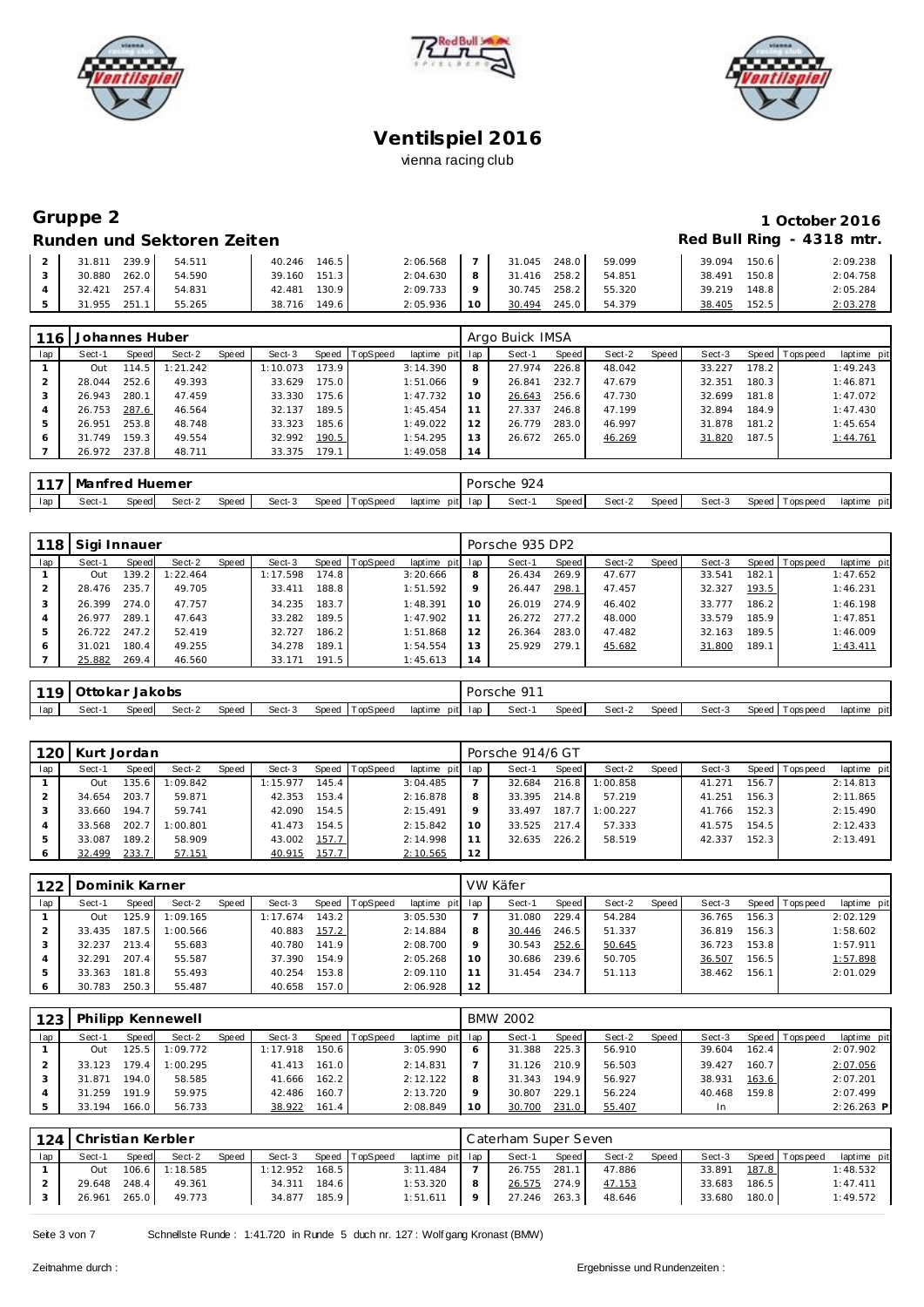# Ventilspiel 2016

vienna racing club

## Gruppe 2

**1 October 2016**

### Runden und Sektoren Zeiten

**Red Bull Ring - 4318 mtr.**

| lap | Sect-1 | Speed | Sect-2 | Speed | Sect-3 | Speed | TopSpeed | laptime pit | lap | Sect-1 | Speed | Sect-2 | Speed | Sect-3 | Speed | Topspeed | laptime pit |
|---|---|---|---|---|---|---|---|---|---|---|---|---|---|---|---|---|---|
| 2 | 31.811 | 239.9 | 54.511 | | 40.246 | 146.5 | | 2:06.568 | 7 | 31.045 | 248.0 | 59.099 | | 39.094 | 150.6 | | 2:09.238 |
| 3 | 30.880 | 262.0 | 54.590 | | 39.160 | 151.3 | | 2:04.630 | 8 | 31.416 | 258.2 | 54.851 | | 38.491 | 150.8 | | 2:04.758 |
| 4 | 32.421 | 257.4 | 54.831 | | 42.481 | 130.9 | | 2:09.733 | 9 | 30.745 | 258.2 | 55.320 | | 39.219 | 148.8 | | 2:05.284 |
| 5 | 31.955 | 251.1 | 55.265 | | 38.716 | 149.6 | | 2:05.936 | 10 | 30.494 | 245.0 | 54.379 | | 38.405 | 152.5 | | 2:03.278 |

**116 Johannes Huber** — Argo Buick IMSA

| lap | Sect-1 | Speed | Sect-2 | Speed | Sect-3 | Speed | TopSpeed | laptime pit | lap | Sect-1 | Speed | Sect-2 | Speed | Sect-3 | Speed | Topspeed | laptime pit |
|---|---|---|---|---|---|---|---|---|---|---|---|---|---|---|---|---|---|
| 1 | Out | 114.5 | 1:21.242 | | 1:10.073 | 173.9 | | 3:14.390 | 8 | 27.974 | 226.8 | 48.042 | | 33.227 | 178.2 | | 1:49.243 |
| 2 | 28.044 | 252.6 | 49.393 | | 33.629 | 175.0 | | 1:51.066 | 9 | 26.841 | 232.7 | 47.679 | | 32.351 | 180.3 | | 1:46.871 |
| 3 | 26.943 | 280.1 | 47.459 | | 33.330 | 175.6 | | 1:47.732 | 10 | 26.643 | 256.6 | 47.730 | | 32.699 | 181.8 | | 1:47.072 |
| 4 | 26.753 | 287.6 | 46.564 | | 32.137 | 189.5 | | 1:45.454 | 11 | 27.337 | 246.8 | 47.199 | | 32.894 | 184.9 | | 1:47.430 |
| 5 | 26.951 | 253.8 | 48.748 | | 33.323 | 185.6 | | 1:49.022 | 12 | 26.779 | 283.0 | 46.997 | | 31.878 | 181.2 | | 1:45.654 |
| 6 | 31.749 | 159.3 | 49.554 | | 32.992 | 190.5 | | 1:54.295 | 13 | 26.672 | 265.0 | 46.269 | | 31.820 | 187.5 | | 1:44.761 |
| 7 | 26.972 | 237.8 | 48.711 | | 33.375 | 179.1 | | 1:49.058 | 14 | | | | | | | | |

**117 Manfred Huemer** — Porsche 924

| lap | Sect-1 | Speed | Sect-2 | Speed | Sect-3 | Speed | TopSpeed | laptime pit | lap | Sect-1 | Speed | Sect-2 | Speed | Sect-3 | Speed | Topspeed | laptime pit |
|---|---|---|---|---|---|---|---|---|---|---|---|---|---|---|---|---|---|

**118 Sigi Innauer** — Porsche 935 DP2

| lap | Sect-1 | Speed | Sect-2 | Speed | Sect-3 | Speed | TopSpeed | laptime pit | lap | Sect-1 | Speed | Sect-2 | Speed | Sect-3 | Speed | Topspeed | laptime pit |
|---|---|---|---|---|---|---|---|---|---|---|---|---|---|---|---|---|---|
| 1 | Out | 139.2 | 1:22.464 | | 1:17.598 | 174.8 | | 3:20.666 | 8 | 26.434 | 269.9 | 47.677 | | 33.541 | 182.1 | | 1:47.652 |
| 2 | 28.476 | 235.7 | 49.705 | | 33.411 | 188.8 | | 1:51.592 | 9 | 26.447 | 298.1 | 47.457 | | 32.327 | 193.5 | | 1:46.231 |
| 3 | 26.399 | 274.0 | 47.757 | | 34.235 | 183.7 | | 1:48.391 | 10 | 26.019 | 274.9 | 46.402 | | 33.777 | 186.2 | | 1:46.198 |
| 4 | 26.977 | 289.1 | 47.643 | | 33.282 | 189.5 | | 1:47.902 | 11 | 26.272 | 277.2 | 48.000 | | 33.579 | 185.9 | | 1:47.851 |
| 5 | 26.722 | 247.2 | 52.419 | | 32.727 | 186.2 | | 1:51.868 | 12 | 26.364 | 283.0 | 47.482 | | 32.163 | 189.5 | | 1:46.009 |
| 6 | 31.021 | 180.4 | 49.255 | | 34.278 | 189.1 | | 1:54.554 | 13 | 25.929 | 279.1 | 45.682 | | 31.800 | 189.1 | | 1:43.411 |
| 7 | 25.882 | 269.4 | 46.560 | | 33.171 | 191.5 | | 1:45.613 | 14 | | | | | | | | |

**119 Ottokar Jakobs** — Porsche 911

| lap | Sect-1 | Speed | Sect-2 | Speed | Sect-3 | Speed | TopSpeed | laptime pit | lap | Sect-1 | Speed | Sect-2 | Speed | Sect-3 | Speed | Topspeed | laptime pit |
|---|---|---|---|---|---|---|---|---|---|---|---|---|---|---|---|---|---|

**120 Kurt Jordan** — Porsche 914/6 GT

| lap | Sect-1 | Speed | Sect-2 | Speed | Sect-3 | Speed | TopSpeed | laptime pit | lap | Sect-1 | Speed | Sect-2 | Speed | Sect-3 | Speed | Topspeed | laptime pit |
|---|---|---|---|---|---|---|---|---|---|---|---|---|---|---|---|---|---|
| 1 | Out | 135.6 | 1:09.842 | | 1:15.977 | 145.4 | | 3:04.485 | 7 | 32.684 | 216.8 | 1:00.858 | | 41.271 | 156.7 | | 2:14.813 |
| 2 | 34.654 | 203.7 | 59.871 | | 42.353 | 153.4 | | 2:16.878 | 8 | 33.395 | 214.8 | 57.219 | | 41.251 | 156.3 | | 2:11.865 |
| 3 | 33.660 | 194.7 | 59.741 | | 42.090 | 154.5 | | 2:15.491 | 9 | 33.497 | 187.7 | 1:00.227 | | 41.766 | 152.3 | | 2:15.490 |
| 4 | 33.568 | 202.7 | 1:00.801 | | 41.473 | 154.5 | | 2:15.842 | 10 | 33.525 | 217.4 | 57.333 | | 41.575 | 154.5 | | 2:12.433 |
| 5 | 33.087 | 189.2 | 58.909 | | 43.002 | 157.7 | | 2:14.998 | 11 | 32.635 | 226.2 | 58.519 | | 42.337 | 152.3 | | 2:13.491 |
| 6 | 32.499 | 233.7 | 57.151 | | 40.915 | 157.7 | | 2:10.565 | 12 | | | | | | | | |

**122 Dominik Karner** — VW Käfer

| lap | Sect-1 | Speed | Sect-2 | Speed | Sect-3 | Speed | TopSpeed | laptime pit | lap | Sect-1 | Speed | Sect-2 | Speed | Sect-3 | Speed | Topspeed | laptime pit |
|---|---|---|---|---|---|---|---|---|---|---|---|---|---|---|---|---|---|
| 1 | Out | 125.9 | 1:09.165 | | 1:17.674 | 143.2 | | 3:05.530 | 7 | 31.080 | 229.4 | 54.284 | | 36.765 | 156.3 | | 2:02.129 |
| 2 | 33.435 | 187.5 | 1:00.566 | | 40.883 | 157.2 | | 2:14.884 | 8 | 30.446 | 246.5 | 51.337 | | 36.819 | 156.3 | | 1:58.602 |
| 3 | 32.237 | 213.4 | 55.683 | | 40.780 | 141.9 | | 2:08.700 | 9 | 30.543 | 252.6 | 50.645 | | 36.723 | 153.8 | | 1:57.911 |
| 4 | 32.291 | 207.4 | 55.587 | | 37.390 | 154.9 | | 2:05.268 | 10 | 30.686 | 239.6 | 50.705 | | 36.507 | 156.5 | | 1:57.898 |
| 5 | 33.363 | 181.8 | 55.493 | | 40.254 | 153.8 | | 2:09.110 | 11 | 31.454 | 234.7 | 51.113 | | 38.462 | 156.1 | | 2:01.029 |
| 6 | 30.783 | 250.3 | 55.487 | | 40.658 | 157.0 | | 2:06.928 | 12 | | | | | | | | |

**123 Philipp Kennewell** — BMW 2002

| lap | Sect-1 | Speed | Sect-2 | Speed | Sect-3 | Speed | TopSpeed | laptime pit | lap | Sect-1 | Speed | Sect-2 | Speed | Sect-3 | Speed | Topspeed | laptime pit |
|---|---|---|---|---|---|---|---|---|---|---|---|---|---|---|---|---|---|
| 1 | Out | 125.5 | 1:09.772 | | 1:17.918 | 150.6 | | 3:05.990 | 6 | 31.388 | 225.3 | 56.910 | | 39.604 | 162.4 | | 2:07.902 |
| 2 | 33.123 | 179.4 | 1:00.295 | | 41.413 | 161.0 | | 2:14.831 | 7 | 31.126 | 210.9 | 56.503 | | 39.427 | 160.7 | | 2:07.056 |
| 3 | 31.871 | 194.0 | 58.585 | | 41.666 | 162.2 | | 2:12.122 | 8 | 31.343 | 194.9 | 56.927 | | 38.931 | 163.6 | | 2:07.201 |
| 4 | 31.259 | 191.9 | 59.975 | | 42.486 | 160.7 | | 2:13.720 | 9 | 30.807 | 229.1 | 56.224 | | 40.468 | 159.8 | | 2:07.499 |
| 5 | 33.194 | 166.0 | 56.733 | | 38.922 | 161.4 | | 2:08.849 | 10 | 30.700 | 231.0 | 55.407 | | In | | | 2:26.263 P |

**124 Christian Kerbler** — Caterham Super Seven

| lap | Sect-1 | Speed | Sect-2 | Speed | Sect-3 | Speed | TopSpeed | laptime pit | lap | Sect-1 | Speed | Sect-2 | Speed | Sect-3 | Speed | Topspeed | laptime pit |
|---|---|---|---|---|---|---|---|---|---|---|---|---|---|---|---|---|---|
| 1 | Out | 106.6 | 1:18.585 | | 1:12.952 | 168.5 | | 3:11.484 | 7 | 26.755 | 281.1 | 47.886 | | 33.891 | 187.8 | | 1:48.532 |
| 2 | 29.648 | 248.4 | 49.361 | | 34.311 | 184.6 | | 1:53.320 | 8 | 26.575 | 274.9 | 47.153 | | 33.683 | 186.5 | | 1:47.411 |
| 3 | 26.961 | 265.0 | 49.773 | | 34.877 | 185.9 | | 1:51.611 | 9 | 27.246 | 263.3 | 48.646 | | 33.680 | 180.0 | | 1:49.572 |

Schnellste Runde : 1:41.720 in Runde 5 duch nr. 127 : Wolfgang Kronast (BMW)

Zeitnahme durch :

Ergebnisse und Rundenzeiten :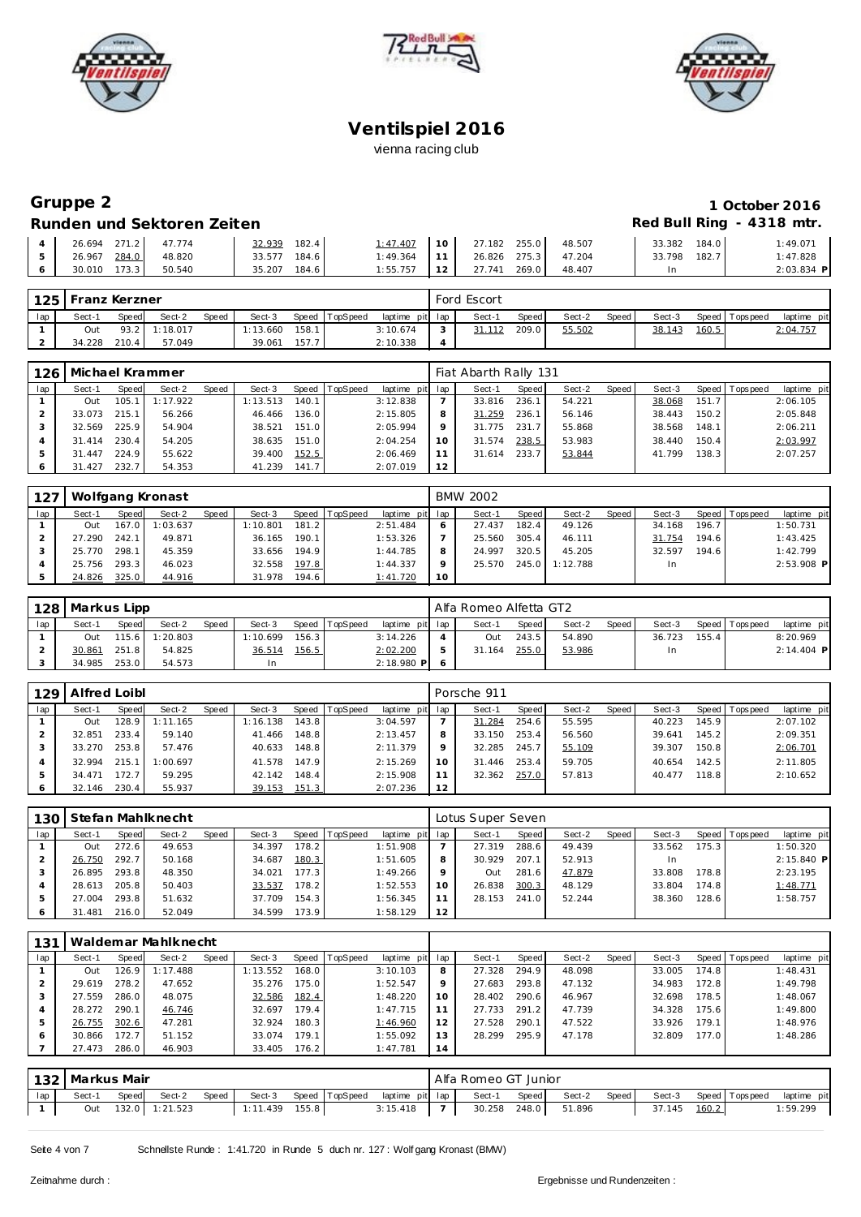# Ventilspiel 2016

vienna racing club

## Gruppe 2

**1 October 2016**

### Runden und Sektoren Zeiten

**Red Bull Ring - 4318 mtr.**

| lap | Sect-1 | Speed | Sect-2 | Speed | Sect-3 | Speed | TopSpeed | laptime pit | lap | Sect-1 | Speed | Sect-2 | Speed | Sect-3 | Speed | Topspeed | laptime pit |
|---|---|---|---|---|---|---|---|---|---|---|---|---|---|---|---|---|---|
| 4 | 26.694 | 271.2 | 47.774 | | 32.939 | 182.4 | | 1:47.407 | 10 | 27.182 | 255.0 | 48.507 | | 33.382 | 184.0 | | 1:49.071 |
| 5 | 26.967 | 284.0 | 48.820 | | 33.577 | 184.6 | | 1:49.364 | 11 | 26.826 | 275.3 | 47.204 | | 33.798 | 182.7 | | 1:47.828 |
| 6 | 30.010 | 173.3 | 50.540 | | 35.207 | 184.6 | | 1:55.757 | 12 | 27.741 | 269.0 | 48.407 | | In | | | 2:03.834 P |

### 125 Franz Kerzner — Ford Escort

| lap | Sect-1 | Speed | Sect-2 | Speed | Sect-3 | Speed | TopSpeed | laptime pit | lap | Sect-1 | Speed | Sect-2 | Speed | Sect-3 | Speed | Topspeed | laptime pit |
|---|---|---|---|---|---|---|---|---|---|---|---|---|---|---|---|---|---|
| 1 | Out | 93.2 | 1:18.017 | | 1:13.660 | 158.1 | | 3:10.674 | 3 | 31.112 | 209.0 | 55.502 | | 38.143 | 160.5 | | 2:04.757 |
| 2 | 34.228 | 210.4 | 57.049 | | 39.061 | 157.7 | | 2:10.338 | 4 | | | | | | | | |

### 126 Michael Krammer — Fiat Abarth Rally 131

| lap | Sect-1 | Speed | Sect-2 | Speed | Sect-3 | Speed | TopSpeed | laptime pit | lap | Sect-1 | Speed | Sect-2 | Speed | Sect-3 | Speed | Topspeed | laptime pit |
|---|---|---|---|---|---|---|---|---|---|---|---|---|---|---|---|---|---|
| 1 | Out | 105.1 | 1:17.922 | | 1:13.513 | 140.1 | | 3:12.838 | 7 | 33.816 | 236.1 | 54.221 | | 38.068 | 151.7 | | 2:06.105 |
| 2 | 33.073 | 215.1 | 56.266 | | 46.466 | 136.0 | | 2:15.805 | 8 | 31.259 | 236.1 | 56.146 | | 38.443 | 150.2 | | 2:05.848 |
| 3 | 32.569 | 225.9 | 54.904 | | 38.521 | 151.0 | | 2:05.994 | 9 | 31.775 | 231.7 | 55.868 | | 38.568 | 148.1 | | 2:06.211 |
| 4 | 31.414 | 230.4 | 54.205 | | 38.635 | 151.0 | | 2:04.254 | 10 | 31.574 | 238.5 | 53.983 | | 38.440 | 150.4 | | 2:03.997 |
| 5 | 31.447 | 224.9 | 55.622 | | 39.400 | 152.5 | | 2:06.469 | 11 | 31.614 | 233.7 | 53.844 | | 41.799 | 138.3 | | 2:07.257 |
| 6 | 31.427 | 232.7 | 54.353 | | 41.239 | 141.7 | | 2:07.019 | 12 | | | | | | | | |

### 127 Wolfgang Kronast — BMW 2002

| lap | Sect-1 | Speed | Sect-2 | Speed | Sect-3 | Speed | TopSpeed | laptime pit | lap | Sect-1 | Speed | Sect-2 | Speed | Sect-3 | Speed | Topspeed | laptime pit |
|---|---|---|---|---|---|---|---|---|---|---|---|---|---|---|---|---|---|
| 1 | Out | 167.0 | 1:03.637 | | 1:10.801 | 181.2 | | 2:51.484 | 6 | 27.437 | 182.4 | 49.126 | | 34.168 | 196.7 | | 1:50.731 |
| 2 | 27.290 | 242.1 | 49.871 | | 36.165 | 190.1 | | 1:53.326 | 7 | 25.560 | 305.4 | 46.111 | | 31.754 | 194.6 | | 1:43.425 |
| 3 | 25.770 | 298.1 | 45.359 | | 33.656 | 194.9 | | 1:44.785 | 8 | 24.997 | 320.5 | 45.205 | | 32.597 | 194.6 | | 1:42.799 |
| 4 | 25.756 | 293.3 | 46.023 | | 32.558 | 197.8 | | 1:44.337 | 9 | 25.570 | 245.0 | 1:12.788 | | In | | | 2:53.908 P |
| 5 | 24.826 | 325.0 | 44.916 | | 31.978 | 194.6 | | 1:41.720 | 10 | | | | | | | | |

### 128 Markus Lipp — Alfa Romeo Alfetta GT2

| lap | Sect-1 | Speed | Sect-2 | Speed | Sect-3 | Speed | TopSpeed | laptime pit | lap | Sect-1 | Speed | Sect-2 | Speed | Sect-3 | Speed | Topspeed | laptime pit |
|---|---|---|---|---|---|---|---|---|---|---|---|---|---|---|---|---|---|
| 1 | Out | 115.6 | 1:20.803 | | 1:10.699 | 156.3 | | 3:14.226 | 4 | Out | 243.5 | 54.890 | | 36.723 | 155.4 | | 8:20.969 |
| 2 | 30.861 | 251.8 | 54.825 | | 36.514 | 156.5 | | 2:02.200 | 5 | 31.164 | 255.0 | 53.986 | | In | | | 2:14.404 P |
| 3 | 34.985 | 253.0 | 54.573 | | In | | | 2:18.980 P | 6 | | | | | | | | |

### 129 Alfred Loibl — Porsche 911

| lap | Sect-1 | Speed | Sect-2 | Speed | Sect-3 | Speed | TopSpeed | laptime pit | lap | Sect-1 | Speed | Sect-2 | Speed | Sect-3 | Speed | Topspeed | laptime pit |
|---|---|---|---|---|---|---|---|---|---|---|---|---|---|---|---|---|---|
| 1 | Out | 128.9 | 1:11.165 | | 1:16.138 | 143.8 | | 3:04.597 | 7 | 31.284 | 254.6 | 55.595 | | 40.223 | 145.9 | | 2:07.102 |
| 2 | 32.851 | 233.4 | 59.140 | | 41.466 | 148.8 | | 2:13.457 | 8 | 33.150 | 253.4 | 56.560 | | 39.641 | 145.2 | | 2:09.351 |
| 3 | 33.270 | 253.8 | 57.476 | | 40.633 | 148.8 | | 2:11.379 | 9 | 32.285 | 245.7 | 55.109 | | 39.307 | 150.8 | | 2:06.701 |
| 4 | 32.994 | 215.1 | 1:00.697 | | 41.578 | 147.9 | | 2:15.269 | 10 | 31.446 | 253.4 | 59.705 | | 40.654 | 142.5 | | 2:11.805 |
| 5 | 34.471 | 172.7 | 59.295 | | 42.142 | 148.4 | | 2:15.908 | 11 | 32.362 | 257.0 | 57.813 | | 40.477 | 118.8 | | 2:10.652 |
| 6 | 32.146 | 230.4 | 55.937 | | 39.153 | 151.3 | | 2:07.236 | 12 | | | | | | | | |

### 130 Stefan Mahlknecht — Lotus Super Seven

| lap | Sect-1 | Speed | Sect-2 | Speed | Sect-3 | Speed | TopSpeed | laptime pit | lap | Sect-1 | Speed | Sect-2 | Speed | Sect-3 | Speed | Topspeed | laptime pit |
|---|---|---|---|---|---|---|---|---|---|---|---|---|---|---|---|---|---|
| 1 | Out | 272.6 | 49.653 | | 34.397 | 178.2 | | 1:51.908 | 7 | 27.319 | 288.6 | 49.439 | | 33.562 | 175.3 | | 1:50.320 |
| 2 | 26.750 | 292.7 | 50.168 | | 34.687 | 180.3 | | 1:51.605 | 8 | 30.929 | 207.1 | 52.913 | | In | | | 2:15.840 P |
| 3 | 26.895 | 293.8 | 48.350 | | 34.021 | 177.3 | | 1:49.266 | 9 | Out | 281.6 | 47.879 | | 33.808 | 178.8 | | 2:23.195 |
| 4 | 28.613 | 205.8 | 50.403 | | 33.537 | 178.2 | | 1:52.553 | 10 | 26.838 | 300.3 | 48.129 | | 33.804 | 174.8 | | 1:48.771 |
| 5 | 27.004 | 293.8 | 51.632 | | 37.709 | 154.3 | | 1:56.345 | 11 | 28.153 | 241.0 | 52.244 | | 38.360 | 128.6 | | 1:58.757 |
| 6 | 31.481 | 216.0 | 52.049 | | 34.599 | 173.9 | | 1:58.129 | 12 | | | | | | | | |

### 131 Waldemar Mahlknecht

| lap | Sect-1 | Speed | Sect-2 | Speed | Sect-3 | Speed | TopSpeed | laptime pit | lap | Sect-1 | Speed | Sect-2 | Speed | Sect-3 | Speed | Topspeed | laptime pit |
|---|---|---|---|---|---|---|---|---|---|---|---|---|---|---|---|---|---|
| 1 | Out | 126.9 | 1:17.488 | | 1:13.552 | 168.0 | | 3:10.103 | 8 | 27.328 | 294.9 | 48.098 | | 33.005 | 174.8 | | 1:48.431 |
| 2 | 29.619 | 278.2 | 47.652 | | 35.276 | 175.0 | | 1:52.547 | 9 | 27.683 | 293.8 | 47.132 | | 34.983 | 172.8 | | 1:49.798 |
| 3 | 27.559 | 286.0 | 48.075 | | 32.586 | 182.4 | | 1:48.220 | 10 | 28.402 | 290.6 | 46.967 | | 32.698 | 178.5 | | 1:48.067 |
| 4 | 28.272 | 290.1 | 46.746 | | 32.697 | 179.4 | | 1:47.715 | 11 | 27.733 | 291.2 | 47.739 | | 34.328 | 175.6 | | 1:49.800 |
| 5 | 26.755 | 302.6 | 47.281 | | 32.924 | 180.3 | | 1:46.960 | 12 | 27.528 | 290.1 | 47.522 | | 33.926 | 179.1 | | 1:48.976 |
| 6 | 30.866 | 172.7 | 51.152 | | 33.074 | 179.1 | | 1:55.092 | 13 | 28.299 | 295.9 | 47.178 | | 32.809 | 177.0 | | 1:48.286 |
| 7 | 27.473 | 286.0 | 46.903 | | 33.405 | 176.2 | | 1:47.781 | 14 | | | | | | | | |

### 132 Markus Mair — Alfa Romeo GT Junior

| lap | Sect-1 | Speed | Sect-2 | Speed | Sect-3 | Speed | TopSpeed | laptime pit | lap | Sect-1 | Speed | Sect-2 | Speed | Sect-3 | Speed | Topspeed | laptime pit |
|---|---|---|---|---|---|---|---|---|---|---|---|---|---|---|---|---|---|
| 1 | Out | 132.0 | 1:21.523 | | 1:11.439 | 155.8 | | 3:15.418 | 7 | 30.258 | 248.0 | 51.896 | | 37.145 | 160.2 | | 1:59.299 |

Schnellste Runde : 1:41.720 in Runde 5 duch nr. 127 : Wolfgang Kronast (BMW)

Zeitnahme durch :

Ergebnisse und Rundenzeiten :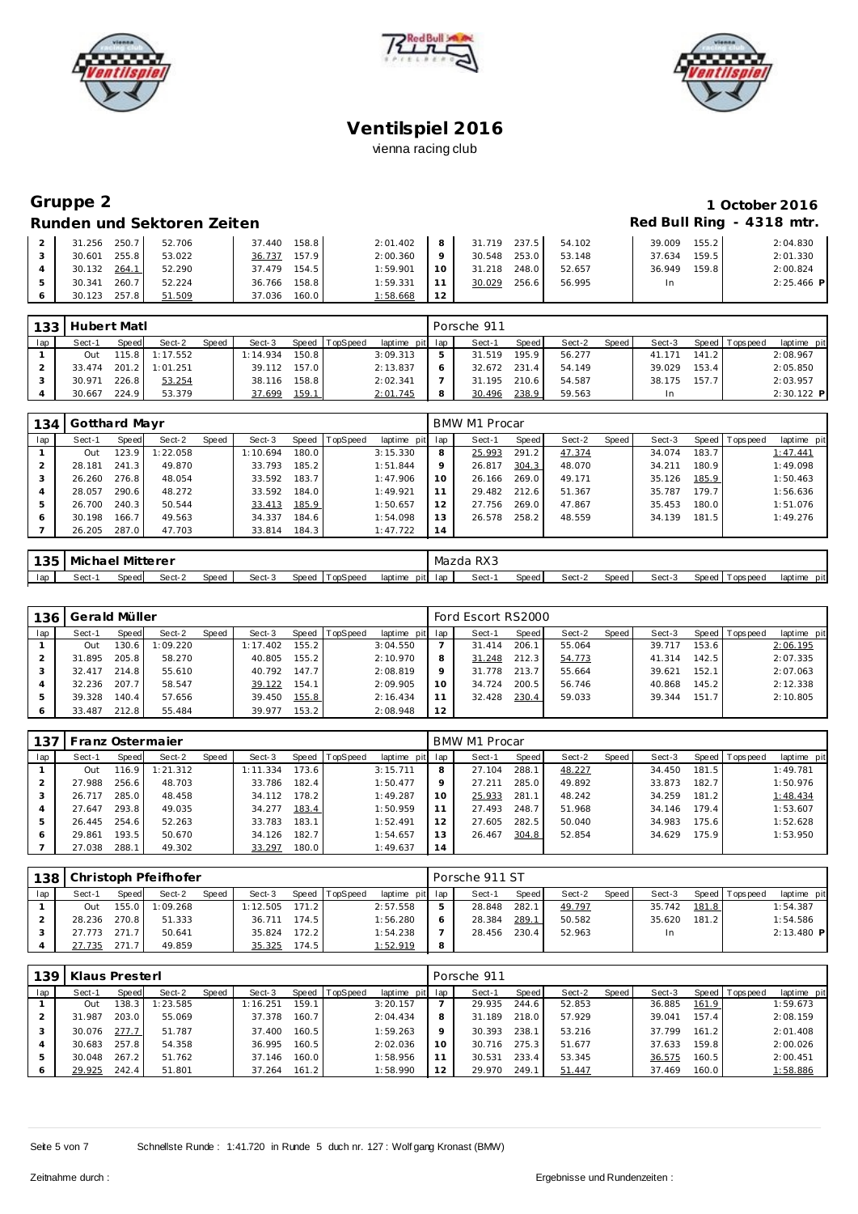# Ventilspiel 2016

vienna racing club

## Gruppe 2

**1 October 2016**

### Runden und Sektoren Zeiten

**Red Bull Ring - 4318 mtr.**

| lap | Sect-1 | Speed | Sect-2 | Speed | Sect-3 | Speed | TopSpeed | laptime pit | lap | Sect-1 | Speed | Sect-2 | Speed | Sect-3 | Speed | Topspeed | laptime pit |
|---|---|---|---|---|---|---|---|---|---|---|---|---|---|---|---|---|---|
| 2 | 31.256 | 250.7 | 52.706 | | 37.440 | 158.8 | | 2:01.402 | 8 | 31.719 | 237.5 | 54.102 | | 39.009 | 155.2 | | 2:04.830 |
| 3 | 30.601 | 255.8 | 53.022 | | 36.737 | 157.9 | | 2:00.360 | 9 | 30.548 | 253.0 | 53.148 | | 37.634 | 159.5 | | 2:01.330 |
| 4 | 30.132 | 264.1 | 52.290 | | 37.479 | 154.5 | | 1:59.901 | 10 | 31.218 | 248.0 | 52.657 | | 36.949 | 159.8 | | 2:00.824 |
| 5 | 30.341 | 260.7 | 52.224 | | 36.766 | 158.8 | | 1:59.331 | 11 | 30.029 | 256.6 | 56.995 | | In | | | 2:25.466 P |
| 6 | 30.123 | 257.8 | 51.509 | | 37.036 | 160.0 | | 1:58.668 | 12 | | | | | | | | |

**133 Hubert Matl** — Porsche 911

| lap | Sect-1 | Speed | Sect-2 | Speed | Sect-3 | Speed | TopSpeed | laptime pit | lap | Sect-1 | Speed | Sect-2 | Speed | Sect-3 | Speed | Topspeed | laptime pit |
|---|---|---|---|---|---|---|---|---|---|---|---|---|---|---|---|---|---|
| 1 | Out | 115.8 | 1:17.552 | | 1:14.934 | 150.8 | | 3:09.313 | 5 | 31.519 | 195.9 | 56.277 | | 41.171 | 141.2 | | 2:08.967 |
| 2 | 33.474 | 201.2 | 1:01.251 | | 39.112 | 157.0 | | 2:13.837 | 6 | 32.672 | 231.4 | 54.149 | | 39.029 | 153.4 | | 2:05.850 |
| 3 | 30.971 | 226.8 | 53.254 | | 38.116 | 158.8 | | 2:02.341 | 7 | 31.195 | 210.6 | 54.587 | | 38.175 | 157.7 | | 2:03.957 |
| 4 | 30.667 | 224.9 | 53.379 | | 37.699 | 159.1 | | 2:01.745 | 8 | 30.496 | 238.9 | 59.563 | | In | | | 2:30.122 P |

**134 Gotthard Mayr** — BMW M1 Procar

| lap | Sect-1 | Speed | Sect-2 | Speed | Sect-3 | Speed | TopSpeed | laptime pit | lap | Sect-1 | Speed | Sect-2 | Speed | Sect-3 | Speed | Topspeed | laptime pit |
|---|---|---|---|---|---|---|---|---|---|---|---|---|---|---|---|---|---|
| 1 | Out | 123.9 | 1:22.058 | | 1:10.694 | 180.0 | | 3:15.330 | 8 | 25.993 | 291.2 | 47.374 | | 34.074 | 183.7 | | 1:47.441 |
| 2 | 28.181 | 241.3 | 49.870 | | 33.793 | 185.2 | | 1:51.844 | 9 | 26.817 | 304.3 | 48.070 | | 34.211 | 180.9 | | 1:49.098 |
| 3 | 26.260 | 276.8 | 48.054 | | 33.592 | 183.7 | | 1:47.906 | 10 | 26.166 | 269.0 | 49.171 | | 35.126 | 185.9 | | 1:50.463 |
| 4 | 28.057 | 290.6 | 48.272 | | 33.592 | 184.0 | | 1:49.921 | 11 | 29.482 | 212.6 | 51.367 | | 35.787 | 179.7 | | 1:56.636 |
| 5 | 26.700 | 240.3 | 50.544 | | 33.413 | 185.9 | | 1:50.657 | 12 | 27.756 | 269.0 | 47.867 | | 35.453 | 180.0 | | 1:51.076 |
| 6 | 30.198 | 166.7 | 49.563 | | 34.337 | 184.6 | | 1:54.098 | 13 | 26.578 | 258.2 | 48.559 | | 34.139 | 181.5 | | 1:49.276 |
| 7 | 26.205 | 287.0 | 47.703 | | 33.814 | 184.3 | | 1:47.722 | 14 | | | | | | | | |

**135 Michael Mitterer** — Mazda RX3

| lap | Sect-1 | Speed | Sect-2 | Speed | Sect-3 | Speed | TopSpeed | laptime pit | lap | Sect-1 | Speed | Sect-2 | Speed | Sect-3 | Speed | Topspeed | laptime pit |
|---|---|---|---|---|---|---|---|---|---|---|---|---|---|---|---|---|---|

**136 Gerald Müller** — Ford Escort RS2000

| lap | Sect-1 | Speed | Sect-2 | Speed | Sect-3 | Speed | TopSpeed | laptime pit | lap | Sect-1 | Speed | Sect-2 | Speed | Sect-3 | Speed | Topspeed | laptime pit |
|---|---|---|---|---|---|---|---|---|---|---|---|---|---|---|---|---|---|
| 1 | Out | 130.6 | 1:09.220 | | 1:17.402 | 155.2 | | 3:04.550 | 7 | 31.414 | 206.1 | 55.064 | | 39.717 | 153.6 | | 2:06.195 |
| 2 | 31.895 | 205.8 | 58.270 | | 40.805 | 155.2 | | 2:10.970 | 8 | 31.248 | 212.3 | 54.773 | | 41.314 | 142.5 | | 2:07.335 |
| 3 | 32.417 | 214.8 | 55.610 | | 40.792 | 147.7 | | 2:08.819 | 9 | 31.778 | 213.7 | 55.664 | | 39.621 | 152.1 | | 2:07.063 |
| 4 | 32.236 | 207.7 | 58.547 | | 39.122 | 154.1 | | 2:09.905 | 10 | 34.724 | 200.5 | 56.746 | | 40.868 | 145.2 | | 2:12.338 |
| 5 | 39.328 | 140.4 | 57.656 | | 39.450 | 155.8 | | 2:16.434 | 11 | 32.428 | 230.4 | 59.033 | | 39.344 | 151.7 | | 2:10.805 |
| 6 | 33.487 | 212.8 | 55.484 | | 39.977 | 153.2 | | 2:08.948 | 12 | | | | | | | | |

**137 Franz Ostermaier** — BMW M1 Procar

| lap | Sect-1 | Speed | Sect-2 | Speed | Sect-3 | Speed | TopSpeed | laptime pit | lap | Sect-1 | Speed | Sect-2 | Speed | Sect-3 | Speed | Topspeed | laptime pit |
|---|---|---|---|---|---|---|---|---|---|---|---|---|---|---|---|---|---|
| 1 | Out | 116.9 | 1:21.312 | | 1:11.334 | 173.6 | | 3:15.711 | 8 | 27.104 | 288.1 | 48.227 | | 34.450 | 181.5 | | 1:49.781 |
| 2 | 27.988 | 256.6 | 48.703 | | 33.786 | 182.4 | | 1:50.477 | 9 | 27.211 | 285.0 | 49.892 | | 33.873 | 182.7 | | 1:50.976 |
| 3 | 26.717 | 285.0 | 48.458 | | 34.112 | 178.2 | | 1:49.287 | 10 | 25.933 | 281.1 | 48.242 | | 34.259 | 181.2 | | 1:48.434 |
| 4 | 27.647 | 293.8 | 49.035 | | 34.277 | 183.4 | | 1:50.959 | 11 | 27.493 | 248.7 | 51.968 | | 34.146 | 179.4 | | 1:53.607 |
| 5 | 26.445 | 254.6 | 52.263 | | 33.783 | 183.1 | | 1:52.491 | 12 | 27.605 | 282.5 | 50.040 | | 34.983 | 175.6 | | 1:52.628 |
| 6 | 29.861 | 193.5 | 50.670 | | 34.126 | 182.7 | | 1:54.657 | 13 | 26.467 | 304.8 | 52.854 | | 34.629 | 175.9 | | 1:53.950 |
| 7 | 27.038 | 288.1 | 49.302 | | 33.297 | 180.0 | | 1:49.637 | 14 | | | | | | | | |

**138 Christoph Pfeifhofer** — Porsche 911 ST

| lap | Sect-1 | Speed | Sect-2 | Speed | Sect-3 | Speed | TopSpeed | laptime pit | lap | Sect-1 | Speed | Sect-2 | Speed | Sect-3 | Speed | Topspeed | laptime pit |
|---|---|---|---|---|---|---|---|---|---|---|---|---|---|---|---|---|---|
| 1 | Out | 155.0 | 1:09.268 | | 1:12.505 | 171.2 | | 2:57.558 | 5 | 28.848 | 282.1 | 49.797 | | 35.742 | 181.8 | | 1:54.387 |
| 2 | 28.236 | 270.8 | 51.333 | | 36.711 | 174.5 | | 1:56.280 | 6 | 28.384 | 289.1 | 50.582 | | 35.620 | 181.2 | | 1:54.586 |
| 3 | 27.773 | 271.7 | 50.641 | | 35.824 | 172.2 | | 1:54.238 | 7 | 28.456 | 230.4 | 52.963 | | In | | | 2:13.480 P |
| 4 | 27.735 | 271.7 | 49.859 | | 35.325 | 174.5 | | 1:52.919 | 8 | | | | | | | | |

**139 Klaus Presterl** — Porsche 911

| lap | Sect-1 | Speed | Sect-2 | Speed | Sect-3 | Speed | TopSpeed | laptime pit | lap | Sect-1 | Speed | Sect-2 | Speed | Sect-3 | Speed | Topspeed | laptime pit |
|---|---|---|---|---|---|---|---|---|---|---|---|---|---|---|---|---|---|
| 1 | Out | 138.3 | 1:23.585 | | 1:16.251 | 159.1 | | 3:20.157 | 7 | 29.935 | 244.6 | 52.853 | | 36.885 | 161.9 | | 1:59.673 |
| 2 | 31.987 | 203.0 | 55.069 | | 37.378 | 160.7 | | 2:04.434 | 8 | 31.189 | 218.0 | 57.929 | | 39.041 | 157.4 | | 2:08.159 |
| 3 | 30.076 | 277.7 | 51.787 | | 37.400 | 160.5 | | 1:59.263 | 9 | 30.393 | 238.1 | 53.216 | | 37.799 | 161.2 | | 2:01.408 |
| 4 | 30.683 | 257.8 | 54.358 | | 36.995 | 160.5 | | 2:02.036 | 10 | 30.716 | 275.3 | 51.677 | | 37.633 | 159.8 | | 2:00.026 |
| 5 | 30.048 | 267.2 | 51.762 | | 37.146 | 160.0 | | 1:58.956 | 11 | 30.531 | 233.4 | 53.345 | | 36.575 | 160.5 | | 2:00.451 |
| 6 | 29.925 | 242.4 | 51.801 | | 37.264 | 161.2 | | 1:58.990 | 12 | 29.970 | 249.1 | 51.447 | | 37.469 | 160.0 | | 1:58.886 |

Schnellste Runde : 1:41.720 in Runde 5 duch nr. 127 : Wolfgang Kronast (BMW)

Zeitnahme durch :

Ergebnisse und Rundenzeiten :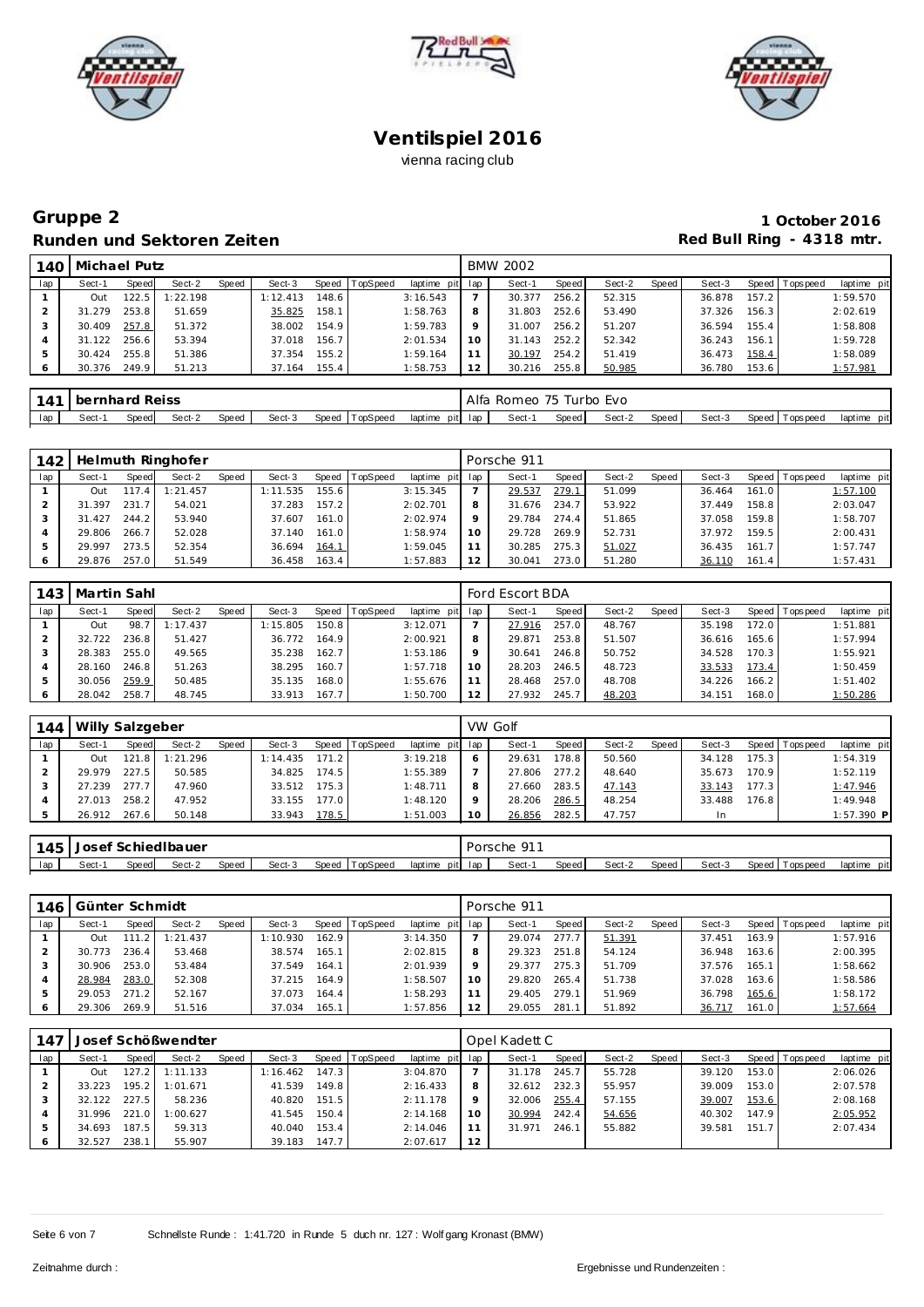# Ventilspiel 2016

vienna racing club

## Gruppe 2

**1 October 2016**

## Runden und Sektoren Zeiten

**Red Bull Ring - 4318 mtr.**

| 140 | Michael Putz | | | | | | | | | BMW 2002 | | | | | | | | |
|---|---|---|---|---|---|---|---|---|---|---|---|---|---|---|---|---|---|---|
| lap | Sect-1 | Speed | Sect-2 | Speed | Sect-3 | Speed | TopSpeed | laptime pit | lap | Sect-1 | Speed | Sect-2 | Speed | Sect-3 | Speed | Topspeed | laptime pit |
| 1 | Out | 122.5 | 1:22.198 | | 1:12.413 | 148.6 | | 3:16.543 | 7 | 30.377 | 256.2 | 52.315 | | 36.878 | 157.2 | | 1:59.570 |
| 2 | 31.279 | 253.8 | 51.659 | | 35.825 | 158.1 | | 1:58.763 | 8 | 31.803 | 252.6 | 53.490 | | 37.326 | 156.3 | | 2:02.619 |
| 3 | 30.409 | 257.8 | 51.372 | | 38.002 | 154.9 | | 1:59.783 | 9 | 31.007 | 256.2 | 51.207 | | 36.594 | 155.4 | | 1:58.808 |
| 4 | 31.122 | 256.6 | 53.394 | | 37.018 | 156.7 | | 2:01.534 | 10 | 31.143 | 252.2 | 52.342 | | 36.243 | 156.1 | | 1:59.728 |
| 5 | 30.424 | 255.8 | 51.386 | | 37.354 | 155.2 | | 1:59.164 | 11 | 30.197 | 254.2 | 51.419 | | 36.473 | 158.4 | | 1:58.089 |
| 6 | 30.376 | 249.9 | 51.213 | | 37.164 | 155.4 | | 1:58.753 | 12 | 30.216 | 255.8 | 50.985 | | 36.780 | 153.6 | | 1:57.981 |

| 141 | bernhard Reiss | | | | | | | | | Alfa Romeo 75 Turbo Evo | | | | | | | | |
|---|---|---|---|---|---|---|---|---|---|---|---|---|---|---|---|---|---|---|
| lap | Sect-1 | Speed | Sect-2 | Speed | Sect-3 | Speed | TopSpeed | laptime pit | lap | Sect-1 | Speed | Sect-2 | Speed | Sect-3 | Speed | Topspeed | laptime pit |

| 142 | Helmuth Ringhofer | | | | | | | | | Porsche 911 | | | | | | | | |
|---|---|---|---|---|---|---|---|---|---|---|---|---|---|---|---|---|---|---|
| lap | Sect-1 | Speed | Sect-2 | Speed | Sect-3 | Speed | TopSpeed | laptime pit | lap | Sect-1 | Speed | Sect-2 | Speed | Sect-3 | Speed | Topspeed | laptime pit |
| 1 | Out | 117.4 | 1:21.457 | | 1:11.535 | 155.6 | | 3:15.345 | 7 | 29.537 | 279.1 | 51.099 | | 36.464 | 161.0 | | 1:57.100 |
| 2 | 31.397 | 231.7 | 54.021 | | 37.283 | 157.2 | | 2:02.701 | 8 | 31.676 | 234.7 | 53.922 | | 37.449 | 158.8 | | 2:03.047 |
| 3 | 31.427 | 244.2 | 53.940 | | 37.607 | 161.0 | | 2:02.974 | 9 | 29.784 | 274.4 | 51.865 | | 37.058 | 159.8 | | 1:58.707 |
| 4 | 29.806 | 266.7 | 52.028 | | 37.140 | 161.0 | | 1:58.974 | 10 | 29.728 | 269.9 | 52.731 | | 37.972 | 159.5 | | 2:00.431 |
| 5 | 29.997 | 273.5 | 52.354 | | 36.694 | 164.1 | | 1:59.045 | 11 | 30.285 | 275.3 | 51.027 | | 36.435 | 161.7 | | 1:57.747 |
| 6 | 29.876 | 257.0 | 51.549 | | 36.458 | 163.4 | | 1:57.883 | 12 | 30.041 | 273.0 | 51.280 | | 36.110 | 161.4 | | 1:57.431 |

| 143 | Martin Sahl | | | | | | | | | Ford Escort BDA | | | | | | | | |
|---|---|---|---|---|---|---|---|---|---|---|---|---|---|---|---|---|---|---|
| lap | Sect-1 | Speed | Sect-2 | Speed | Sect-3 | Speed | TopSpeed | laptime pit | lap | Sect-1 | Speed | Sect-2 | Speed | Sect-3 | Speed | Topspeed | laptime pit |
| 1 | Out | 98.7 | 1:17.437 | | 1:15.805 | 150.8 | | 3:12.071 | 7 | 27.916 | 257.0 | 48.767 | | 35.198 | 172.0 | | 1:51.881 |
| 2 | 32.722 | 236.8 | 51.427 | | 36.772 | 164.9 | | 2:00.921 | 8 | 29.871 | 253.8 | 51.507 | | 36.616 | 165.6 | | 1:57.994 |
| 3 | 28.383 | 255.0 | 49.565 | | 35.238 | 162.7 | | 1:53.186 | 9 | 30.641 | 246.8 | 50.752 | | 34.528 | 170.3 | | 1:55.921 |
| 4 | 28.160 | 246.8 | 51.263 | | 38.295 | 160.7 | | 1:57.718 | 10 | 28.203 | 246.5 | 48.723 | | 33.533 | 173.4 | | 1:50.459 |
| 5 | 30.056 | 259.9 | 50.485 | | 35.135 | 168.0 | | 1:55.676 | 11 | 28.468 | 257.0 | 48.708 | | 34.226 | 166.2 | | 1:51.402 |
| 6 | 28.042 | 258.7 | 48.745 | | 33.913 | 167.7 | | 1:50.700 | 12 | 27.932 | 245.7 | 48.203 | | 34.151 | 168.0 | | 1:50.286 |

| 144 | Willy Salzgeber | | | | | | | | | VW Golf | | | | | | | | |
|---|---|---|---|---|---|---|---|---|---|---|---|---|---|---|---|---|---|---|
| lap | Sect-1 | Speed | Sect-2 | Speed | Sect-3 | Speed | TopSpeed | laptime pit | lap | Sect-1 | Speed | Sect-2 | Speed | Sect-3 | Speed | Topspeed | laptime pit |
| 1 | Out | 121.8 | 1:21.296 | | 1:14.435 | 171.2 | | 3:19.218 | 6 | 29.631 | 178.8 | 50.560 | | 34.128 | 175.3 | | 1:54.319 |
| 2 | 29.979 | 227.5 | 50.585 | | 34.825 | 174.5 | | 1:55.389 | 7 | 27.806 | 277.2 | 48.640 | | 35.673 | 170.9 | | 1:52.119 |
| 3 | 27.239 | 277.7 | 47.960 | | 33.512 | 175.3 | | 1:48.711 | 8 | 27.660 | 283.5 | 47.143 | | 33.143 | 177.3 | | 1:47.946 |
| 4 | 27.013 | 258.2 | 47.952 | | 33.155 | 177.0 | | 1:48.120 | 9 | 28.206 | 286.5 | 48.254 | | 33.488 | 176.8 | | 1:49.948 |
| 5 | 26.912 | 267.6 | 50.148 | | 33.943 | 178.5 | | 1:51.003 | 10 | 26.856 | 282.5 | 47.757 | | In | | | 1:57.390 P |

| 145 | Josef Schiedlbauer | | | | | | | | | Porsche 911 | | | | | | | | |
|---|---|---|---|---|---|---|---|---|---|---|---|---|---|---|---|---|---|---|
| lap | Sect-1 | Speed | Sect-2 | Speed | Sect-3 | Speed | TopSpeed | laptime pit | lap | Sect-1 | Speed | Sect-2 | Speed | Sect-3 | Speed | Topspeed | laptime pit |

| 146 | Günter Schmidt | | | | | | | | | Porsche 911 | | | | | | | | |
|---|---|---|---|---|---|---|---|---|---|---|---|---|---|---|---|---|---|---|
| lap | Sect-1 | Speed | Sect-2 | Speed | Sect-3 | Speed | TopSpeed | laptime pit | lap | Sect-1 | Speed | Sect-2 | Speed | Sect-3 | Speed | Topspeed | laptime pit |
| 1 | Out | 111.2 | 1:21.437 | | 1:10.930 | 162.9 | | 3:14.350 | 7 | 29.074 | 277.7 | 51.391 | | 37.451 | 163.9 | | 1:57.916 |
| 2 | 30.773 | 236.4 | 53.468 | | 38.574 | 165.1 | | 2:02.815 | 8 | 29.323 | 251.8 | 54.124 | | 36.948 | 163.6 | | 2:00.395 |
| 3 | 30.906 | 253.0 | 53.484 | | 37.549 | 164.1 | | 2:01.939 | 9 | 29.377 | 275.3 | 51.709 | | 37.576 | 165.1 | | 1:58.662 |
| 4 | 28.984 | 283.0 | 52.308 | | 37.215 | 164.9 | | 1:58.507 | 10 | 29.820 | 265.4 | 51.738 | | 37.028 | 163.6 | | 1:58.586 |
| 5 | 29.053 | 271.2 | 52.167 | | 37.073 | 164.4 | | 1:58.293 | 11 | 29.405 | 279.1 | 51.969 | | 36.798 | 165.6 | | 1:58.172 |
| 6 | 29.306 | 269.9 | 51.516 | | 37.034 | 165.1 | | 1:57.856 | 12 | 29.055 | 281.1 | 51.892 | | 36.717 | 161.0 | | 1:57.664 |

| 147 | Josef Schößwendter | | | | | | | | | Opel Kadett C | | | | | | | | |
|---|---|---|---|---|---|---|---|---|---|---|---|---|---|---|---|---|---|---|
| lap | Sect-1 | Speed | Sect-2 | Speed | Sect-3 | Speed | TopSpeed | laptime pit | lap | Sect-1 | Speed | Sect-2 | Speed | Sect-3 | Speed | Topspeed | laptime pit |
| 1 | Out | 127.2 | 1:11.133 | | 1:16.462 | 147.3 | | 3:04.870 | 7 | 31.178 | 245.7 | 55.728 | | 39.120 | 153.0 | | 2:06.026 |
| 2 | 33.223 | 195.2 | 1:01.671 | | 41.539 | 149.8 | | 2:16.433 | 8 | 32.612 | 232.3 | 55.957 | | 39.009 | 153.0 | | 2:07.578 |
| 3 | 32.122 | 227.5 | 58.236 | | 40.820 | 151.5 | | 2:11.178 | 9 | 32.006 | 255.4 | 57.155 | | 39.007 | 153.6 | | 2:08.168 |
| 4 | 31.996 | 221.0 | 1:00.627 | | 41.545 | 150.4 | | 2:14.168 | 10 | 30.994 | 242.4 | 54.656 | | 40.302 | 147.9 | | 2:05.952 |
| 5 | 34.693 | 187.5 | 59.313 | | 40.040 | 153.4 | | 2:14.046 | 11 | 31.971 | 246.1 | 55.882 | | 39.581 | 151.7 | | 2:07.434 |
| 6 | 32.527 | 238.1 | 55.907 | | 39.183 | 147.7 | | 2:07.617 | 12 | | | | | | | | |

Schnellste Runde : 1:41.720 in Runde 5 duch nr. 127 : Wolfgang Kronast (BMW)

Zeitnahme durch :

Ergebnisse und Rundenzeiten :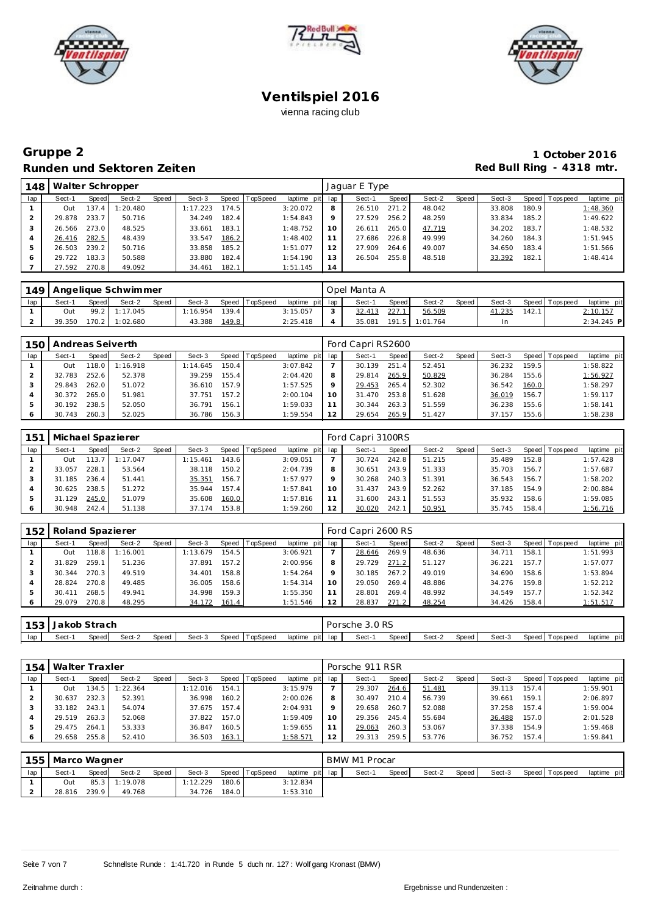# Ventilspiel 2016

vienna racing club

## Gruppe 2

**1 October 2016**

## Runden und Sektoren Zeiten

**Red Bull Ring - 4318 mtr.**

| 148 | Walter Schropper | | | | | | | | | Jaguar E Type | | | | | | | | |
|---|---|---|---|---|---|---|---|---|---|---|---|---|---|---|---|---|---|---|
| lap | Sect-1 | Speed | Sect-2 | Speed | Sect-3 | Speed | TopSpeed | laptime pit | lap | Sect-1 | Speed | Sect-2 | Speed | Sect-3 | Speed | Topspeed | laptime pit |
| 1 | Out | 137.4 | 1:20.480 | | 1:17.223 | 174.5 | | 3:20.072 | 8 | 26.510 | 271.2 | 48.042 | | 33.808 | 180.9 | | 1:48.360 |
| 2 | 29.878 | 233.7 | 50.716 | | 34.249 | 182.4 | | 1:54.843 | 9 | 27.529 | 256.2 | 48.259 | | 33.834 | 185.2 | | 1:49.622 |
| 3 | 26.566 | 273.0 | 48.525 | | 33.661 | 183.1 | | 1:48.752 | 10 | 26.611 | 265.0 | 47.719 | | 34.202 | 183.7 | | 1:48.532 |
| 4 | 26.416 | 282.5 | 48.439 | | 33.547 | 186.2 | | 1:48.402 | 11 | 27.686 | 226.8 | 49.999 | | 34.260 | 184.3 | | 1:51.945 |
| 5 | 26.503 | 239.2 | 50.716 | | 33.858 | 185.2 | | 1:51.077 | 12 | 27.909 | 264.6 | 49.007 | | 34.650 | 183.4 | | 1:51.566 |
| 6 | 29.722 | 183.3 | 50.588 | | 33.880 | 182.4 | | 1:54.190 | 13 | 26.504 | 255.8 | 48.518 | | 33.392 | 182.1 | | 1:48.414 |
| 7 | 27.592 | 270.8 | 49.092 | | 34.461 | 182.1 | | 1:51.145 | 14 | | | | | | | | |

| 149 | Angelique Schwimmer | | | | | | | | | Opel Manta A | | | | | | | | |
|---|---|---|---|---|---|---|---|---|---|---|---|---|---|---|---|---|---|---|
| lap | Sect-1 | Speed | Sect-2 | Speed | Sect-3 | Speed | TopSpeed | laptime pit | lap | Sect-1 | Speed | Sect-2 | Speed | Sect-3 | Speed | Topspeed | laptime pit |
| 1 | Out | 99.2 | 1:17.045 | | 1:16.954 | 139.4 | | 3:15.057 | 3 | 32.413 | 227.1 | 56.509 | | 41.235 | 142.1 | | 2:10.157 |
| 2 | 39.350 | 170.2 | 1:02.680 | | 43.388 | 149.8 | | 2:25.418 | 4 | 35.081 | 191.5 | 1:01.764 | | In | | | 2:34.245 P |

| 150 | Andreas Seiverth | | | | | | | | | Ford Capri RS2600 | | | | | | | | |
|---|---|---|---|---|---|---|---|---|---|---|---|---|---|---|---|---|---|---|
| lap | Sect-1 | Speed | Sect-2 | Speed | Sect-3 | Speed | TopSpeed | laptime pit | lap | Sect-1 | Speed | Sect-2 | Speed | Sect-3 | Speed | Topspeed | laptime pit |
| 1 | Out | 118.0 | 1:16.918 | | 1:14.645 | 150.4 | | 3:07.842 | 7 | 30.139 | 251.4 | 52.451 | | 36.232 | 159.5 | | 1:58.822 |
| 2 | 32.783 | 252.6 | 52.378 | | 39.259 | 155.4 | | 2:04.420 | 8 | 29.814 | 265.9 | 50.829 | | 36.284 | 155.6 | | 1:56.927 |
| 3 | 29.843 | 262.0 | 51.072 | | 36.610 | 157.9 | | 1:57.525 | 9 | 29.453 | 265.4 | 52.302 | | 36.542 | 160.0 | | 1:58.297 |
| 4 | 30.372 | 265.0 | 51.981 | | 37.751 | 157.2 | | 2:00.104 | 10 | 31.470 | 253.8 | 51.628 | | 36.019 | 156.7 | | 1:59.117 |
| 5 | 30.192 | 238.5 | 52.050 | | 36.791 | 156.1 | | 1:59.033 | 11 | 30.344 | 263.3 | 51.559 | | 36.238 | 155.6 | | 1:58.141 |
| 6 | 30.743 | 260.3 | 52.025 | | 36.786 | 156.3 | | 1:59.554 | 12 | 29.654 | 265.9 | 51.427 | | 37.157 | 155.6 | | 1:58.238 |

| 151 | Michael Spazierer | | | | | | | | | Ford Capri 3100RS | | | | | | | | |
|---|---|---|---|---|---|---|---|---|---|---|---|---|---|---|---|---|---|---|
| lap | Sect-1 | Speed | Sect-2 | Speed | Sect-3 | Speed | TopSpeed | laptime pit | lap | Sect-1 | Speed | Sect-2 | Speed | Sect-3 | Speed | Topspeed | laptime pit |
| 1 | Out | 113.7 | 1:17.047 | | 1:15.461 | 143.6 | | 3:09.051 | 7 | 30.724 | 242.8 | 51.215 | | 35.489 | 152.8 | | 1:57.428 |
| 2 | 33.057 | 228.1 | 53.564 | | 38.118 | 150.2 | | 2:04.739 | 8 | 30.651 | 243.9 | 51.333 | | 35.703 | 156.7 | | 1:57.687 |
| 3 | 31.185 | 236.4 | 51.441 | | 35.351 | 156.7 | | 1:57.977 | 9 | 30.268 | 240.3 | 51.391 | | 36.543 | 156.7 | | 1:58.202 |
| 4 | 30.625 | 238.5 | 51.272 | | 35.944 | 157.4 | | 1:57.841 | 10 | 31.437 | 243.9 | 52.262 | | 37.185 | 154.9 | | 2:00.884 |
| 5 | 31.129 | 245.0 | 51.079 | | 35.608 | 160.0 | | 1:57.816 | 11 | 31.600 | 243.1 | 51.553 | | 35.932 | 158.6 | | 1:59.085 |
| 6 | 30.948 | 242.4 | 51.138 | | 37.174 | 153.8 | | 1:59.260 | 12 | 30.020 | 242.1 | 50.951 | | 35.745 | 158.4 | | 1:56.716 |

| 152 | Roland Spazierer | | | | | | | | | Ford Capri 2600 RS | | | | | | | | |
|---|---|---|---|---|---|---|---|---|---|---|---|---|---|---|---|---|---|---|
| lap | Sect-1 | Speed | Sect-2 | Speed | Sect-3 | Speed | TopSpeed | laptime pit | lap | Sect-1 | Speed | Sect-2 | Speed | Sect-3 | Speed | Topspeed | laptime pit |
| 1 | Out | 118.8 | 1:16.001 | | 1:13.679 | 154.5 | | 3:06.921 | 7 | 28.646 | 269.9 | 48.636 | | 34.711 | 158.1 | | 1:51.993 |
| 2 | 31.829 | 259.1 | 51.236 | | 37.891 | 157.2 | | 2:00.956 | 8 | 29.729 | 271.2 | 51.127 | | 36.221 | 157.7 | | 1:57.077 |
| 3 | 30.344 | 270.3 | 49.519 | | 34.401 | 158.8 | | 1:54.264 | 9 | 30.185 | 267.2 | 49.019 | | 34.690 | 158.6 | | 1:53.894 |
| 4 | 28.824 | 270.8 | 49.485 | | 36.005 | 158.6 | | 1:54.314 | 10 | 29.050 | 269.4 | 48.886 | | 34.276 | 159.8 | | 1:52.212 |
| 5 | 30.411 | 268.5 | 49.941 | | 34.998 | 159.3 | | 1:55.350 | 11 | 28.801 | 269.4 | 48.992 | | 34.549 | 157.7 | | 1:52.342 |
| 6 | 29.079 | 270.8 | 48.295 | | 34.172 | 161.4 | | 1:51.546 | 12 | 28.837 | 271.2 | 48.254 | | 34.426 | 158.4 | | 1:51.517 |

| 153 | Jakob Strach | | | | | | | | | Porsche 3.0 RS | | | | | | | | |
|---|---|---|---|---|---|---|---|---|---|---|---|---|---|---|---|---|---|---|
| lap | Sect-1 | Speed | Sect-2 | Speed | Sect-3 | Speed | TopSpeed | laptime pit | lap | Sect-1 | Speed | Sect-2 | Speed | Sect-3 | Speed | Topspeed | laptime pit |

| 154 | Walter Traxler | | | | | | | | | Porsche 911 RSR | | | | | | | | |
|---|---|---|---|---|---|---|---|---|---|---|---|---|---|---|---|---|---|---|
| lap | Sect-1 | Speed | Sect-2 | Speed | Sect-3 | Speed | TopSpeed | laptime pit | lap | Sect-1 | Speed | Sect-2 | Speed | Sect-3 | Speed | Topspeed | laptime pit |
| 1 | Out | 134.5 | 1:22.364 | | 1:12.016 | 154.1 | | 3:15.979 | 7 | 29.307 | 264.6 | 51.481 | | 39.113 | 157.4 | | 1:59.901 |
| 2 | 30.637 | 232.3 | 52.391 | | 36.998 | 160.2 | | 2:00.026 | 8 | 30.497 | 210.4 | 56.739 | | 39.661 | 159.1 | | 2:06.897 |
| 3 | 33.182 | 243.1 | 54.074 | | 37.675 | 157.4 | | 2:04.931 | 9 | 29.658 | 260.7 | 52.088 | | 37.258 | 157.4 | | 1:59.004 |
| 4 | 29.519 | 263.3 | 52.068 | | 37.822 | 157.0 | | 1:59.409 | 10 | 29.356 | 245.4 | 55.684 | | 36.488 | 157.0 | | 2:01.528 |
| 5 | 29.475 | 264.1 | 53.333 | | 36.847 | 160.5 | | 1:59.655 | 11 | 29.063 | 260.3 | 53.067 | | 37.338 | 154.9 | | 1:59.468 |
| 6 | 29.658 | 255.8 | 52.410 | | 36.503 | 163.1 | | 1:58.571 | 12 | 29.313 | 259.5 | 53.776 | | 36.752 | 157.4 | | 1:59.841 |

| 155 | Marco Wagner | | | | | | | | | BMW M1 Procar | | | | | | | | |
|---|---|---|---|---|---|---|---|---|---|---|---|---|---|---|---|---|---|---|
| lap | Sect-1 | Speed | Sect-2 | Speed | Sect-3 | Speed | TopSpeed | laptime pit | lap | Sect-1 | Speed | Sect-2 | Speed | Sect-3 | Speed | Topspeed | laptime pit |
| 1 | Out | 85.3 | 1:19.078 | | 1:12.229 | 180.6 | | 3:12.834 | | | | | | | | | |
| 2 | 28.816 | 239.9 | 49.768 | | 34.726 | 184.0 | | 1:53.310 | | | | | | | | | |

Schnellste Runde : 1:41.720 in Runde 5 duch nr. 127 : Wolfgang Kronast (BMW)

Zeitnahme durch :

Ergebnisse und Rundenzeiten :